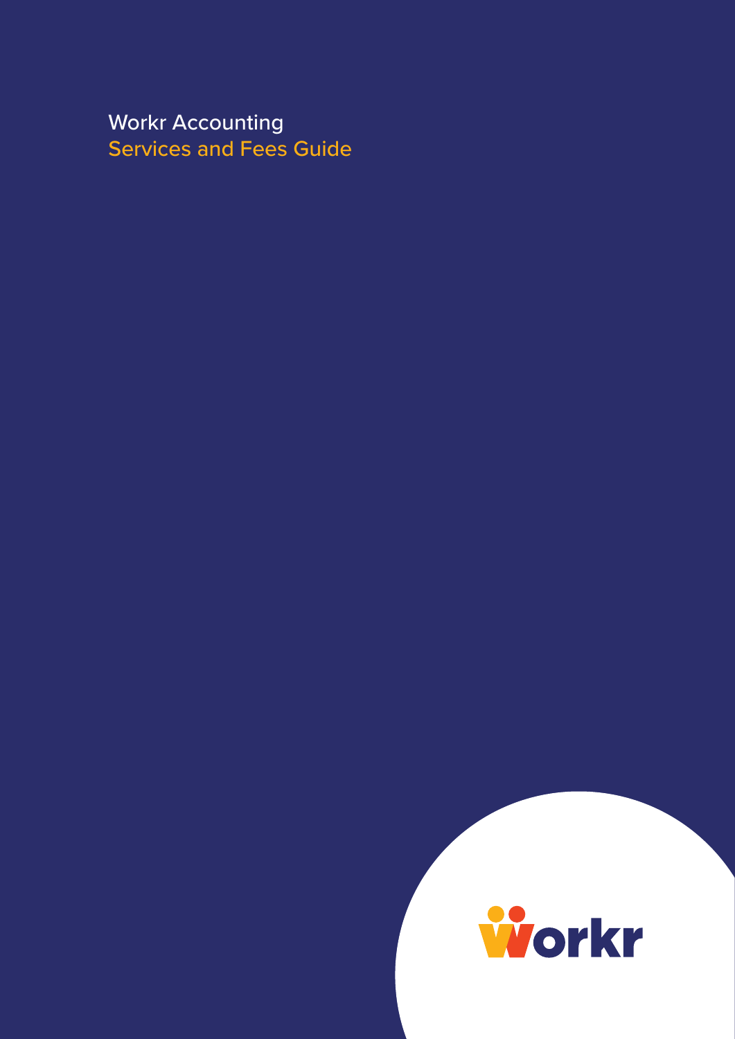# Workr Accounting
## Services and Fees Guide

Workr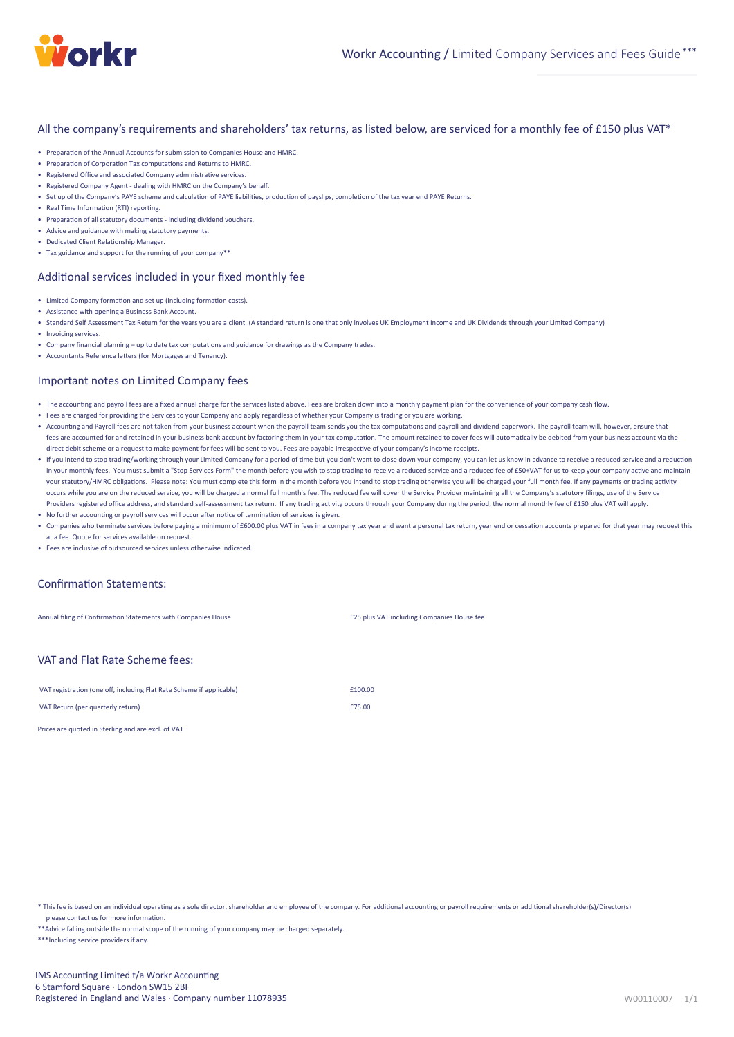Workr Accounting / Limited Company Services and Fees Guide***

## All the company's requirements and shareholders' tax returns, as listed below, are serviced for a monthly fee of £150 plus VAT*

- Preparation of the Annual Accounts for submission to Companies House and HMRC.
- Preparation of Corporation Tax computations and Returns to HMRC.
- Registered Office and associated Company administrative services.
- Registered Company Agent - dealing with HMRC on the Company's behalf.
- Set up of the Company's PAYE scheme and calculation of PAYE liabilities, production of payslips, completion of the tax year end PAYE Returns.
- Real Time Information (RTI) reporting.
- Preparation of all statutory documents - including dividend vouchers.
- Advice and guidance with making statutory payments.
- Dedicated Client Relationship Manager.
- Tax guidance and support for the running of your company**

## Additional services included in your fixed monthly fee

- Limited Company formation and set up (including formation costs).
- Assistance with opening a Business Bank Account.
- Standard Self Assessment Tax Return for the years you are a client. (A standard return is one that only involves UK Employment Income and UK Dividends through your Limited Company)
- Invoicing services.
- Company financial planning – up to date tax computations and guidance for drawings as the Company trades.
- Accountants Reference letters (for Mortgages and Tenancy).

## Important notes on Limited Company fees

- The accounting and payroll fees are a fixed annual charge for the services listed above. Fees are broken down into a monthly payment plan for the convenience of your company cash flow.
- Fees are charged for providing the Services to your Company and apply regardless of whether your Company is trading or you are working.
- Accounting and Payroll fees are not taken from your business account when the payroll team sends you the tax computations and payroll and dividend paperwork. The payroll team will, however, ensure that fees are accounted for and retained in your business bank account by factoring them in your tax computation. The amount retained to cover fees will automatically be debited from your business account via the direct debit scheme or a request to make payment for fees will be sent to you. Fees are payable irrespective of your company's income receipts.
- If you intend to stop trading/working through your Limited Company for a period of time but you don't want to close down your company, you can let us know in advance to receive a reduced service and a reduction in your monthly fees. You must submit a "Stop Services Form" the month before you wish to stop trading to receive a reduced service and a reduced fee of £50+VAT for us to keep your company active and maintain your statutory/HMRC obligations. Please note: You must complete this form in the month before you intend to stop trading otherwise you will be charged your full month fee. If any payments or trading activity occurs while you are on the reduced service, you will be charged a normal full month's fee. The reduced fee will cover the Service Provider maintaining all the Company's statutory filings, use of the Service Providers registered office address, and standard self-assessment tax return. If any trading activity occurs through your Company during the period, the normal monthly fee of £150 plus VAT will apply.
- No further accounting or payroll services will occur after notice of termination of services is given.
- Companies who terminate services before paying a minimum of £600.00 plus VAT in fees in a company tax year and want a personal tax return, year end or cessation accounts prepared for that year may request this at a fee. Quote for services available on request.
- Fees are inclusive of outsourced services unless otherwise indicated.

## Confirmation Statements:

| | |
|---|---|
| Annual filing of Confirmation Statements with Companies House | £25 plus VAT including Companies House fee |

## VAT and Flat Rate Scheme fees:

| | |
|---|---|
| VAT registration (one off, including Flat Rate Scheme if applicable) | £100.00 |
| VAT Return (per quarterly return) | £75.00 |

Prices are quoted in Sterling and are excl. of VAT

* This fee is based on an individual operating as a sole director, shareholder and employee of the company. For additional accounting or payroll requirements or additional shareholder(s)/Director(s) please contact us for more information.

**Advice falling outside the normal scope of the running of your company may be charged separately.

***Including service providers if any.

IMS Accounting Limited t/a Workr Accounting
6 Stamford Square · London SW15 2BF
Registered in England and Wales · Company number 11078935

W00110007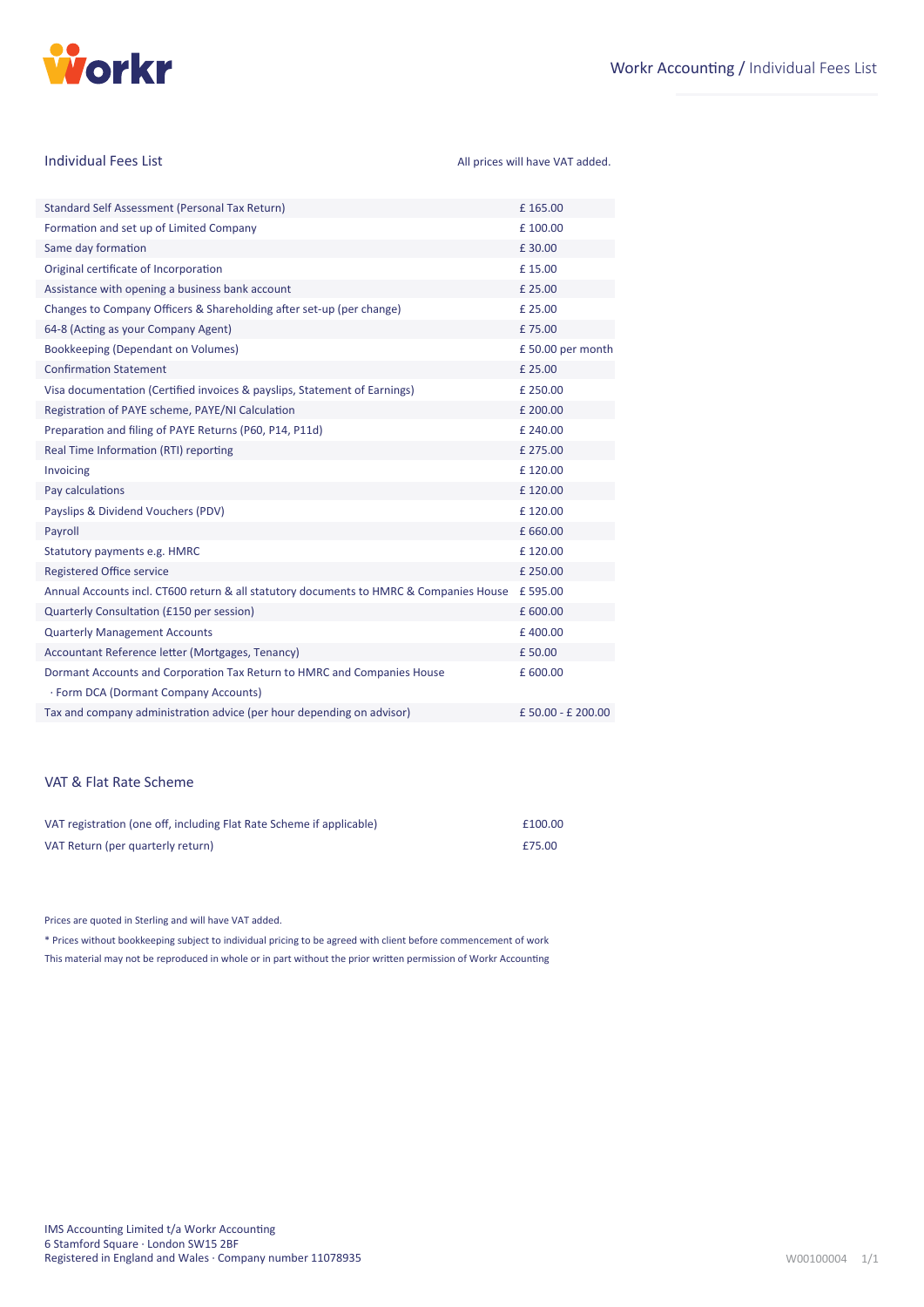# Workr Accounting / Individual Fees List

## Individual Fees List

All prices will have VAT added.

| Service | Price |
|---|---|
| Standard Self Assessment (Personal Tax Return) | £ 165.00 |
| Formation and set up of Limited Company | £ 100.00 |
| Same day formation | £ 30.00 |
| Original certificate of Incorporation | £ 15.00 |
| Assistance with opening a business bank account | £ 25.00 |
| Changes to Company Officers & Shareholding after set-up (per change) | £ 25.00 |
| 64-8 (Acting as your Company Agent) | £ 75.00 |
| Bookkeeping (Dependant on Volumes) | £ 50.00 per month |
| Confirmation Statement | £ 25.00 |
| Visa documentation (Certified invoices & payslips, Statement of Earnings) | £ 250.00 |
| Registration of PAYE scheme, PAYE/NI Calculation | £ 200.00 |
| Preparation and filing of PAYE Returns (P60, P14, P11d) | £ 240.00 |
| Real Time Information (RTI) reporting | £ 275.00 |
| Invoicing | £ 120.00 |
| Pay calculations | £ 120.00 |
| Payslips & Dividend Vouchers (PDV) | £ 120.00 |
| Payroll | £ 660.00 |
| Statutory payments e.g. HMRC | £ 120.00 |
| Registered Office service | £ 250.00 |
| Annual Accounts incl. CT600 return & all statutory documents to HMRC & Companies House | £ 595.00 |
| Quarterly Consultation (£150 per session) | £ 600.00 |
| Quarterly Management Accounts | £ 400.00 |
| Accountant Reference letter (Mortgages, Tenancy) | £ 50.00 |
| Dormant Accounts and Corporation Tax Return to HMRC and Companies House · Form DCA (Dormant Company Accounts) | £ 600.00 |
| Tax and company administration advice (per hour depending on advisor) | £ 50.00 - £ 200.00 |

## VAT & Flat Rate Scheme

| Service | Price |
|---|---|
| VAT registration (one off, including Flat Rate Scheme if applicable) | £100.00 |
| VAT Return (per quarterly return) | £75.00 |

Prices are quoted in Sterling and will have VAT added.

* Prices without bookkeeping subject to individual pricing to be agreed with client before commencement of work

This material may not be reproduced in whole or in part without the prior written permission of Workr Accounting

IMS Accounting Limited t/a Workr Accounting
6 Stamford Square · London SW15 2BF
Registered in England and Wales · Company number 11078935

W00100004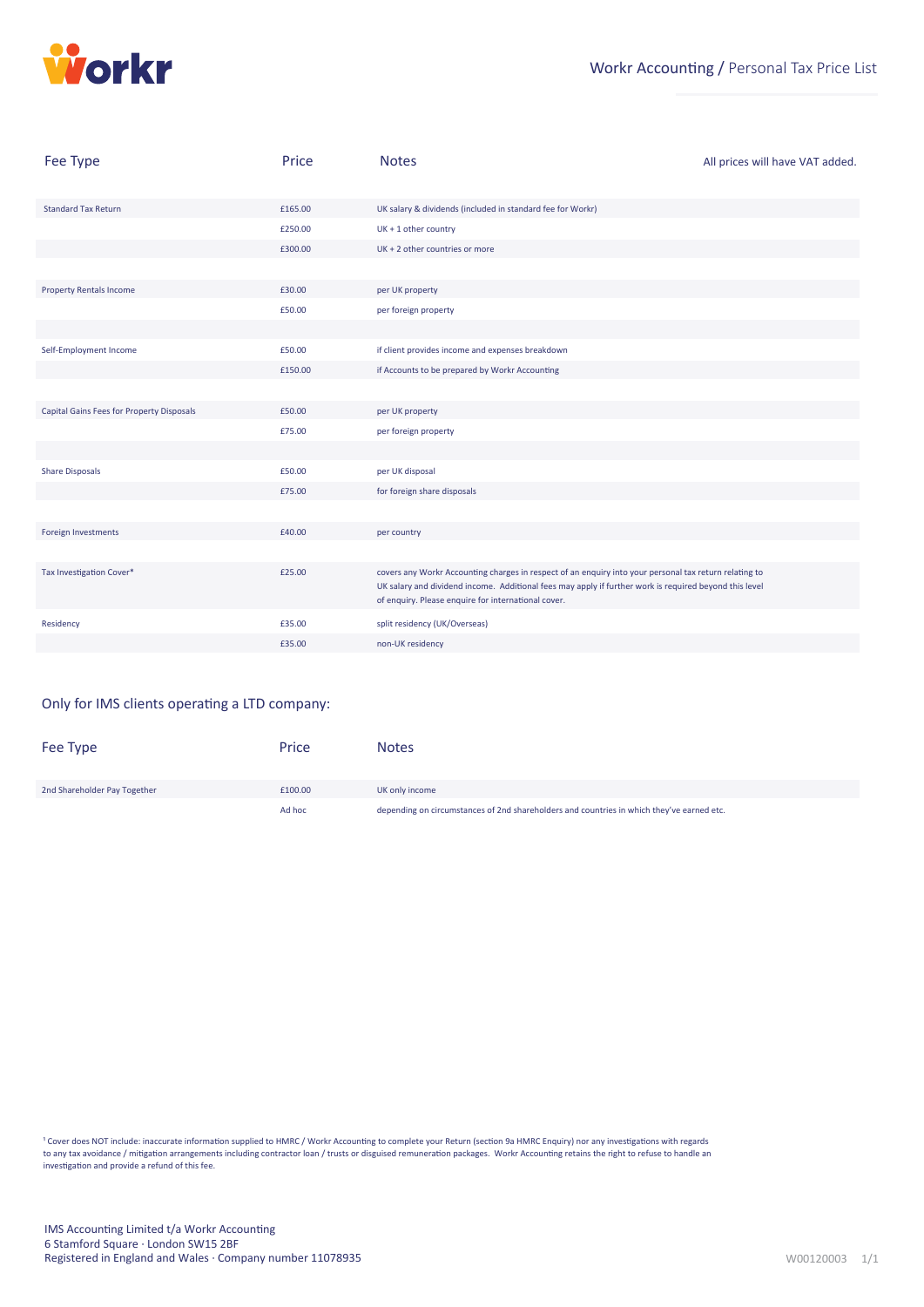Workr Accounting / Personal Tax Price List

| Fee Type | Price | Notes | All prices will have VAT added. |
| --- | --- | --- | --- |
| Standard Tax Return | £165.00 | UK salary & dividends (included in standard fee for Workr) | |
| | £250.00 | UK + 1 other country | |
| | £300.00 | UK + 2 other countries or more | |
| Property Rentals Income | £30.00 | per UK property | |
| | £50.00 | per foreign property | |
| Self-Employment Income | £50.00 | if client provides income and expenses breakdown | |
| | £150.00 | if Accounts to be prepared by Workr Accounting | |
| Capital Gains Fees for Property Disposals | £50.00 | per UK property | |
| | £75.00 | per foreign property | |
| Share Disposals | £50.00 | per UK disposal | |
| | £75.00 | for foreign share disposals | |
| Foreign Investments | £40.00 | per country | |
| Tax Investigation Cover* | £25.00 | covers any Workr Accounting charges in respect of an enquiry into your personal tax return relating to UK salary and dividend income. Additional fees may apply if further work is required beyond this level of enquiry. Please enquire for international cover. | |
| Residency | £35.00 | split residency (UK/Overseas) | |
| | £35.00 | non-UK residency | |

## Only for IMS clients operating a LTD company:

| Fee Type | Price | Notes |
| --- | --- | --- |
| 2nd Shareholder Pay Together | £100.00 | UK only income |
| | Ad hoc | depending on circumstances of 2nd shareholders and countries in which they've earned etc. |

[1] Cover does NOT include: inaccurate information supplied to HMRC / Workr Accounting to complete your Return (section 9a HMRC Enquiry) nor any investigations with regards to any tax avoidance / mitigation arrangements including contractor loan / trusts or disguised remuneration packages. Workr Accounting retains the right to refuse to handle an investigation and provide a refund of this fee.

IMS Accounting Limited t/a Workr Accounting
6 Stamford Square · London SW15 2BF
Registered in England and Wales · Company number 11078935

W00120003